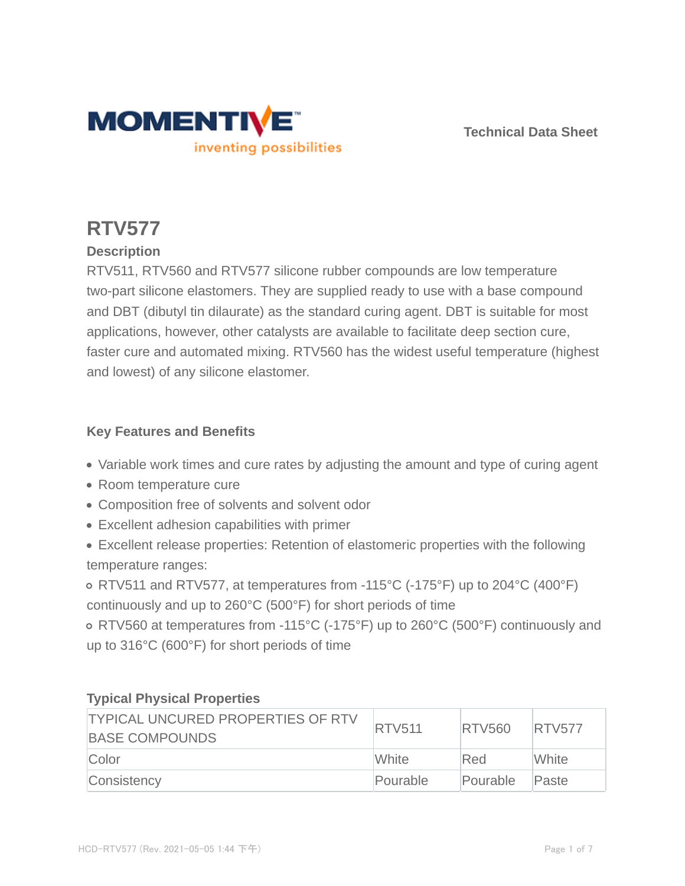Technical Data Sheet

# RTV577

## Description

RTV511, RTV560 and RTV577 silicone rubber compounds are low temperature two-part silicone elastomers. They are supplied ready to use with a base compound and DBT (dibutyl tin dilaurate) as the standard curing agent. DBT is suitable for most applications, however, other catalysts are available to facilitate deep section cure, faster cure and automated mixing. RTV560 has the widest useful temperature (highest and lowest) of any silicone elastomer.

## Key Features and Benefits

- Variable work times and cure rates by adjusting the amount and type of curing agent
- Room temperature cure
- Composition free of solvents and solvent odor
- Excellent adhesion capabilities with primer
- Excellent release properties: Retention of elastomeric properties with the following temperature ranges:
  - RTV511 and RTV577, at temperatures from -115°C (-175°F) up to 204°C (400°F) continuously and up to 260°C (500°F) for short periods of time
  - RTV560 at temperatures from -115°C (-175°F) up to 260°C (500°F) continuously and up to 316°C (600°F) for short periods of time

## Typical Physical Properties

| TYPICAL UNCURED PROPERTIES OF RTV BASE COMPOUNDS | RTV511 | RTV560 | RTV577 |
|---|---|---|---|
| Color | White | Red | White |
| Consistency | Pourable | Pourable | Paste |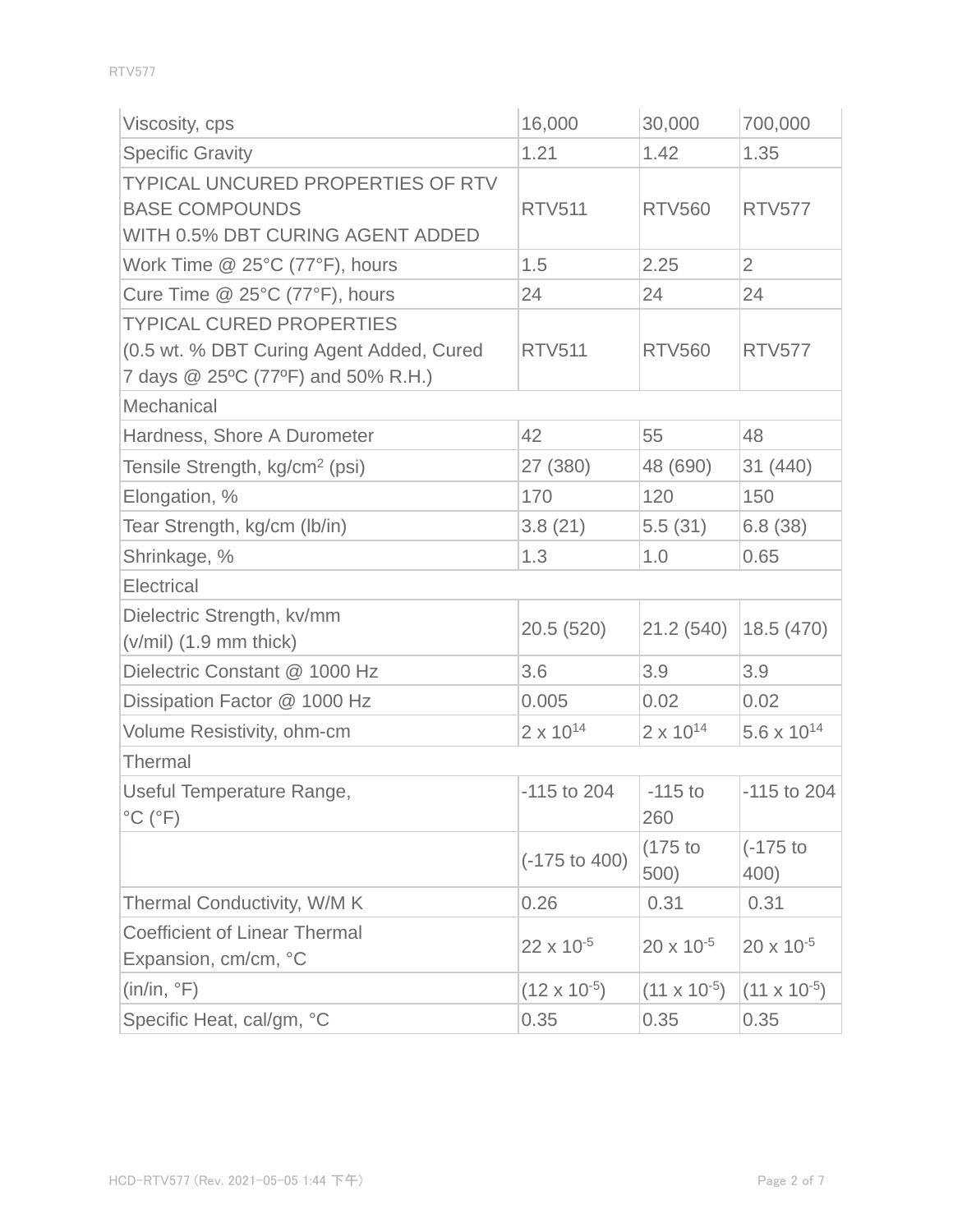| Viscosity, cps | 16,000 | 30,000 | 700,000 |
| --- | --- | --- | --- |
| Specific Gravity | 1.21 | 1.42 | 1.35 |
| TYPICAL UNCURED PROPERTIES OF RTV BASE COMPOUNDS WITH 0.5% DBT CURING AGENT ADDED | RTV511 | RTV560 | RTV577 |
| Work Time @ 25°C (77°F), hours | 1.5 | 2.25 | 2 |
| Cure Time @ 25°C (77°F), hours | 24 | 24 | 24 |
| TYPICAL CURED PROPERTIES (0.5 wt. % DBT Curing Agent Added, Cured 7 days @ 25ºC (77ºF) and 50% R.H.) | RTV511 | RTV560 | RTV577 |
| Mechanical | | | |
| Hardness, Shore A Durometer | 42 | 55 | 48 |
| Tensile Strength, kg/cm$^2$ (psi) | 27 (380) | 48 (690) | 31 (440) |
| Elongation, % | 170 | 120 | 150 |
| Tear Strength, kg/cm (lb/in) | 3.8 (21) | 5.5 (31) | 6.8 (38) |
| Shrinkage, % | 1.3 | 1.0 | 0.65 |
| Electrical | | | |
| Dielectric Strength, kv/mm (v/mil) (1.9 mm thick) | 20.5 (520) | 21.2 (540) | 18.5 (470) |
| Dielectric Constant @ 1000 Hz | 3.6 | 3.9 | 3.9 |
| Dissipation Factor @ 1000 Hz | 0.005 | 0.02 | 0.02 |
| Volume Resistivity, ohm-cm | $2 \times 10^{14}$ | $2 \times 10^{14}$ | $5.6 \times 10^{14}$ |
| Thermal | | | |
| Useful Temperature Range, °C (°F) | -115 to 204 | -115 to 260 | -115 to 204 |
| | (-175 to 400) | (175 to 500) | (-175 to 400) |
| Thermal Conductivity, W/M K | 0.26 | 0.31 | 0.31 |
| Coefficient of Linear Thermal Expansion, cm/cm, °C | $22 \times 10^{-5}$ | $20 \times 10^{-5}$ | $20 \times 10^{-5}$ |
| (in/in, °F) | ($12 \times 10^{-5}$) | ($11 \times 10^{-5}$) | ($11 \times 10^{-5}$) |
| Specific Heat, cal/gm, °C | 0.35 | 0.35 | 0.35 |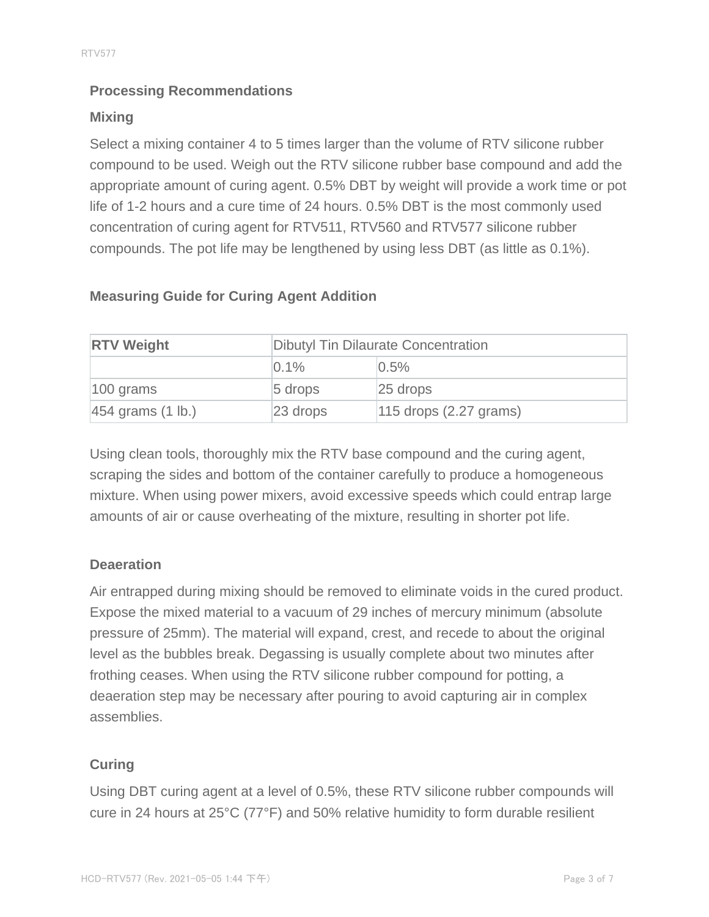## Processing Recommendations

### Mixing

Select a mixing container 4 to 5 times larger than the volume of RTV silicone rubber compound to be used. Weigh out the RTV silicone rubber base compound and add the appropriate amount of curing agent. 0.5% DBT by weight will provide a work time or pot life of 1-2 hours and a cure time of 24 hours. 0.5% DBT is the most commonly used concentration of curing agent for RTV511, RTV560 and RTV577 silicone rubber compounds. The pot life may be lengthened by using less DBT (as little as 0.1%).

### Measuring Guide for Curing Agent Addition

| **RTV Weight** | Dibutyl Tin Dilaurate Concentration | |
|---|---|---|
| | 0.1% | 0.5% |
| 100 grams | 5 drops | 25 drops |
| 454 grams (1 lb.) | 23 drops | 115 drops (2.27 grams) |

Using clean tools, thoroughly mix the RTV base compound and the curing agent, scraping the sides and bottom of the container carefully to produce a homogeneous mixture. When using power mixers, avoid excessive speeds which could entrap large amounts of air or cause overheating of the mixture, resulting in shorter pot life.

### Deaeration

Air entrapped during mixing should be removed to eliminate voids in the cured product. Expose the mixed material to a vacuum of 29 inches of mercury minimum (absolute pressure of 25mm). The material will expand, crest, and recede to about the original level as the bubbles break. Degassing is usually complete about two minutes after frothing ceases. When using the RTV silicone rubber compound for potting, a deaeration step may be necessary after pouring to avoid capturing air in complex assemblies.

### Curing

Using DBT curing agent at a level of 0.5%, these RTV silicone rubber compounds will cure in 24 hours at 25°C (77°F) and 50% relative humidity to form durable resilient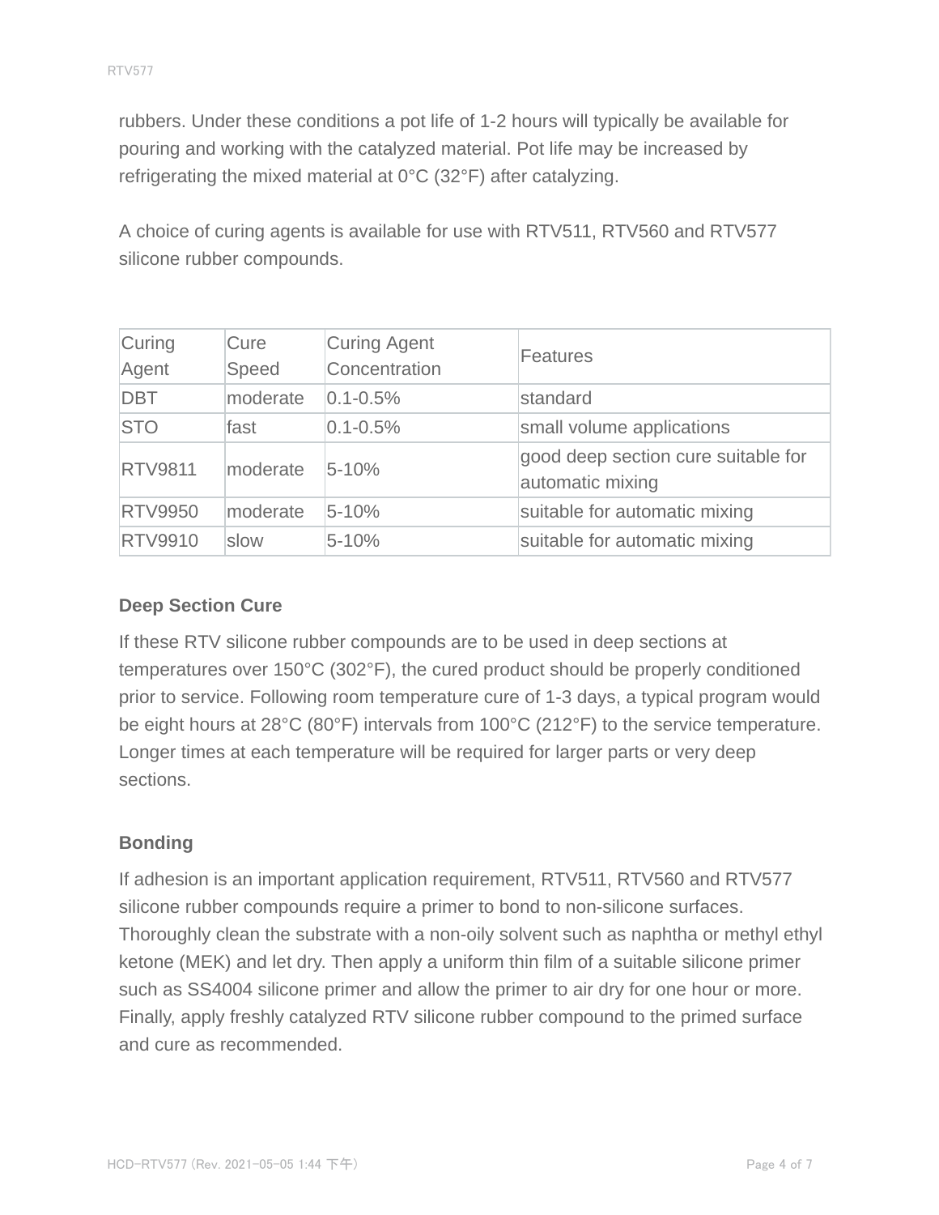rubbers. Under these conditions a pot life of 1-2 hours will typically be available for pouring and working with the catalyzed material. Pot life may be increased by refrigerating the mixed material at 0°C (32°F) after catalyzing.

A choice of curing agents is available for use with RTV511, RTV560 and RTV577 silicone rubber compounds.

| Curing Agent | Cure Speed | Curing Agent Concentration | Features |
|---|---|---|---|
| DBT | moderate | 0.1-0.5% | standard |
| STO | fast | 0.1-0.5% | small volume applications |
| RTV9811 | moderate | 5-10% | good deep section cure suitable for automatic mixing |
| RTV9950 | moderate | 5-10% | suitable for automatic mixing |
| RTV9910 | slow | 5-10% | suitable for automatic mixing |

**Deep Section Cure**

If these RTV silicone rubber compounds are to be used in deep sections at temperatures over 150°C (302°F), the cured product should be properly conditioned prior to service. Following room temperature cure of 1-3 days, a typical program would be eight hours at 28°C (80°F) intervals from 100°C (212°F) to the service temperature. Longer times at each temperature will be required for larger parts or very deep sections.

**Bonding**

If adhesion is an important application requirement, RTV511, RTV560 and RTV577 silicone rubber compounds require a primer to bond to non-silicone surfaces. Thoroughly clean the substrate with a non-oily solvent such as naphtha or methyl ethyl ketone (MEK) and let dry. Then apply a uniform thin film of a suitable silicone primer such as SS4004 silicone primer and allow the primer to air dry for one hour or more. Finally, apply freshly catalyzed RTV silicone rubber compound to the primed surface and cure as recommended.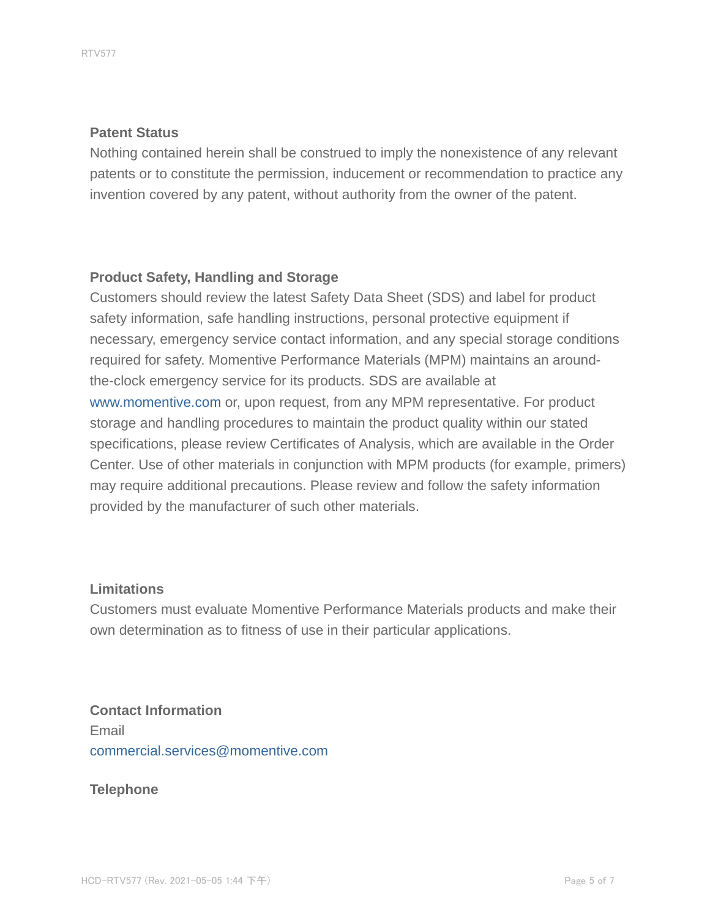### Patent Status

Nothing contained herein shall be construed to imply the nonexistence of any relevant patents or to constitute the permission, inducement or recommendation to practice any invention covered by any patent, without authority from the owner of the patent.

### Product Safety, Handling and Storage

Customers should review the latest Safety Data Sheet (SDS) and label for product safety information, safe handling instructions, personal protective equipment if necessary, emergency service contact information, and any special storage conditions required for safety. Momentive Performance Materials (MPM) maintains an around-the-clock emergency service for its products. SDS are available at www.momentive.com or, upon request, from any MPM representative. For product storage and handling procedures to maintain the product quality within our stated specifications, please review Certificates of Analysis, which are available in the Order Center. Use of other materials in conjunction with MPM products (for example, primers) may require additional precautions. Please review and follow the safety information provided by the manufacturer of such other materials.

### Limitations

Customers must evaluate Momentive Performance Materials products and make their own determination as to fitness of use in their particular applications.

### Contact Information

Email
commercial.services@momentive.com

**Telephone**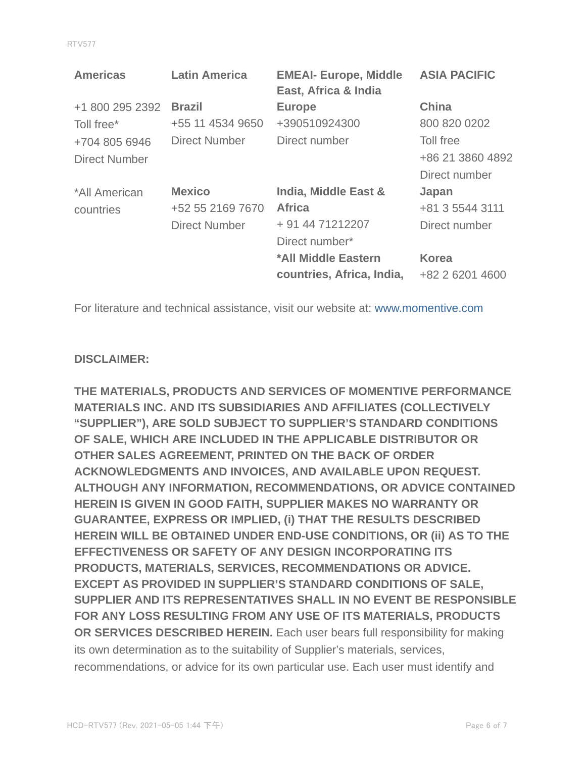| Americas | Latin America | EMEAI- Europe, Middle East, Africa & India | ASIA PACIFIC |
|---|---|---|---|
| +1 800 295 2392<br>Toll free*<br>+704 805 6946<br>Direct Number | **Brazil**<br>+55 11 4534 9650<br>Direct Number | **Europe**<br>+390510924300<br>Direct number | **China**<br>800 820 0202<br>Toll free<br>+86 21 3860 4892<br>Direct number |
| *All American countries | **Mexico**<br>+52 55 2169 7670<br>Direct Number | **India, Middle East & Africa**<br>+ 91 44 71212207<br>Direct number* | **Japan**<br>+81 3 5544 3111<br>Direct number |
| | | ***All Middle Eastern countries, Africa, India,** | **Korea**<br>+82 2 6201 4600 |

For literature and technical assistance, visit our website at: www.momentive.com

**DISCLAIMER:**

**THE MATERIALS, PRODUCTS AND SERVICES OF MOMENTIVE PERFORMANCE MATERIALS INC. AND ITS SUBSIDIARIES AND AFFILIATES (COLLECTIVELY "SUPPLIER"), ARE SOLD SUBJECT TO SUPPLIER'S STANDARD CONDITIONS OF SALE, WHICH ARE INCLUDED IN THE APPLICABLE DISTRIBUTOR OR OTHER SALES AGREEMENT, PRINTED ON THE BACK OF ORDER ACKNOWLEDGMENTS AND INVOICES, AND AVAILABLE UPON REQUEST. ALTHOUGH ANY INFORMATION, RECOMMENDATIONS, OR ADVICE CONTAINED HEREIN IS GIVEN IN GOOD FAITH, SUPPLIER MAKES NO WARRANTY OR GUARANTEE, EXPRESS OR IMPLIED, (i) THAT THE RESULTS DESCRIBED HEREIN WILL BE OBTAINED UNDER END-USE CONDITIONS, OR (ii) AS TO THE EFFECTIVENESS OR SAFETY OF ANY DESIGN INCORPORATING ITS PRODUCTS, MATERIALS, SERVICES, RECOMMENDATIONS OR ADVICE. EXCEPT AS PROVIDED IN SUPPLIER'S STANDARD CONDITIONS OF SALE, SUPPLIER AND ITS REPRESENTATIVES SHALL IN NO EVENT BE RESPONSIBLE FOR ANY LOSS RESULTING FROM ANY USE OF ITS MATERIALS, PRODUCTS OR SERVICES DESCRIBED HEREIN.** Each user bears full responsibility for making its own determination as to the suitability of Supplier's materials, services, recommendations, or advice for its own particular use. Each user must identify and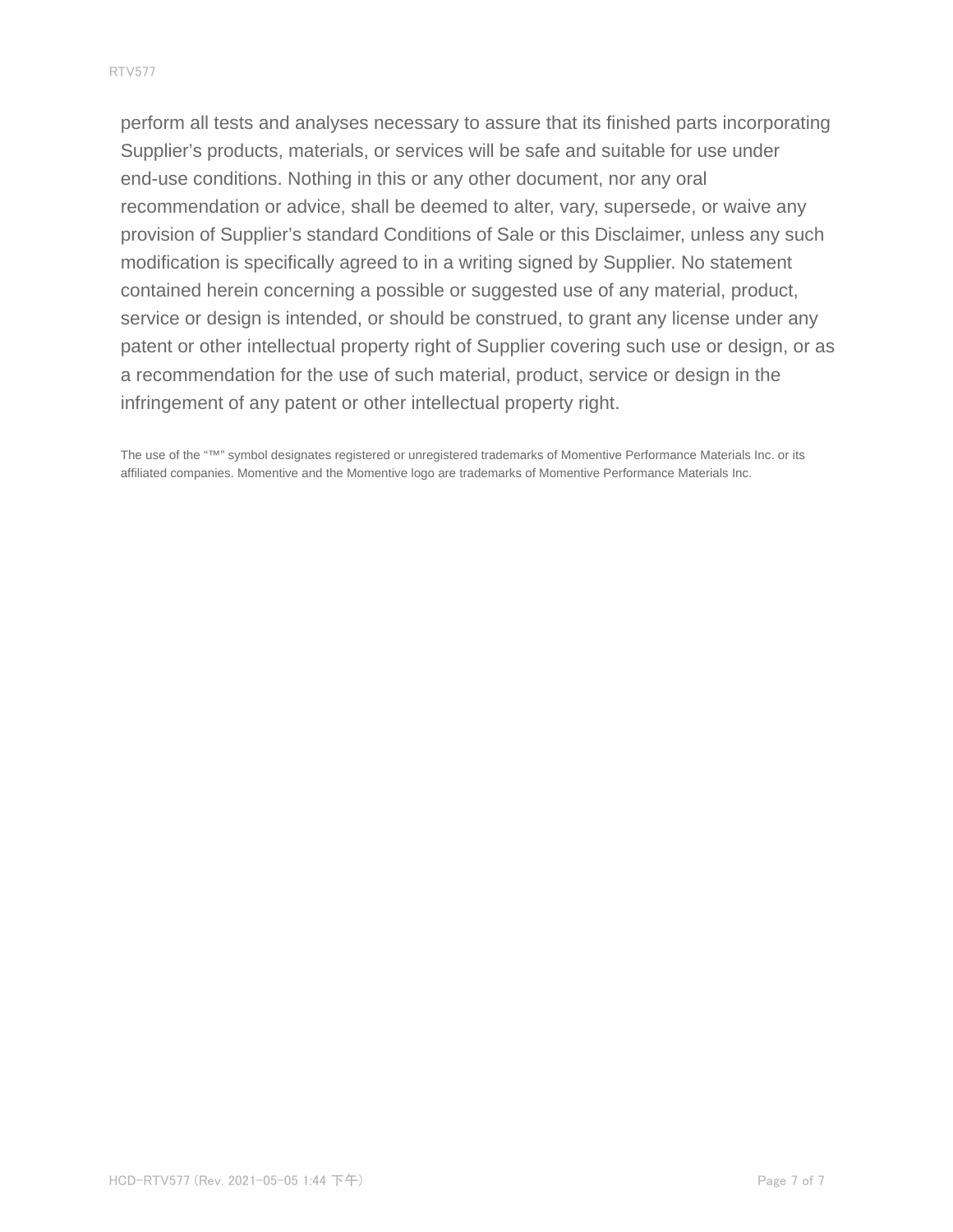perform all tests and analyses necessary to assure that its finished parts incorporating Supplier's products, materials, or services will be safe and suitable for use under end-use conditions. Nothing in this or any other document, nor any oral recommendation or advice, shall be deemed to alter, vary, supersede, or waive any provision of Supplier's standard Conditions of Sale or this Disclaimer, unless any such modification is specifically agreed to in a writing signed by Supplier. No statement contained herein concerning a possible or suggested use of any material, product, service or design is intended, or should be construed, to grant any license under any patent or other intellectual property right of Supplier covering such use or design, or as a recommendation for the use of such material, product, service or design in the infringement of any patent or other intellectual property right.

The use of the "™" symbol designates registered or unregistered trademarks of Momentive Performance Materials Inc. or its affiliated companies. Momentive and the Momentive logo are trademarks of Momentive Performance Materials Inc.